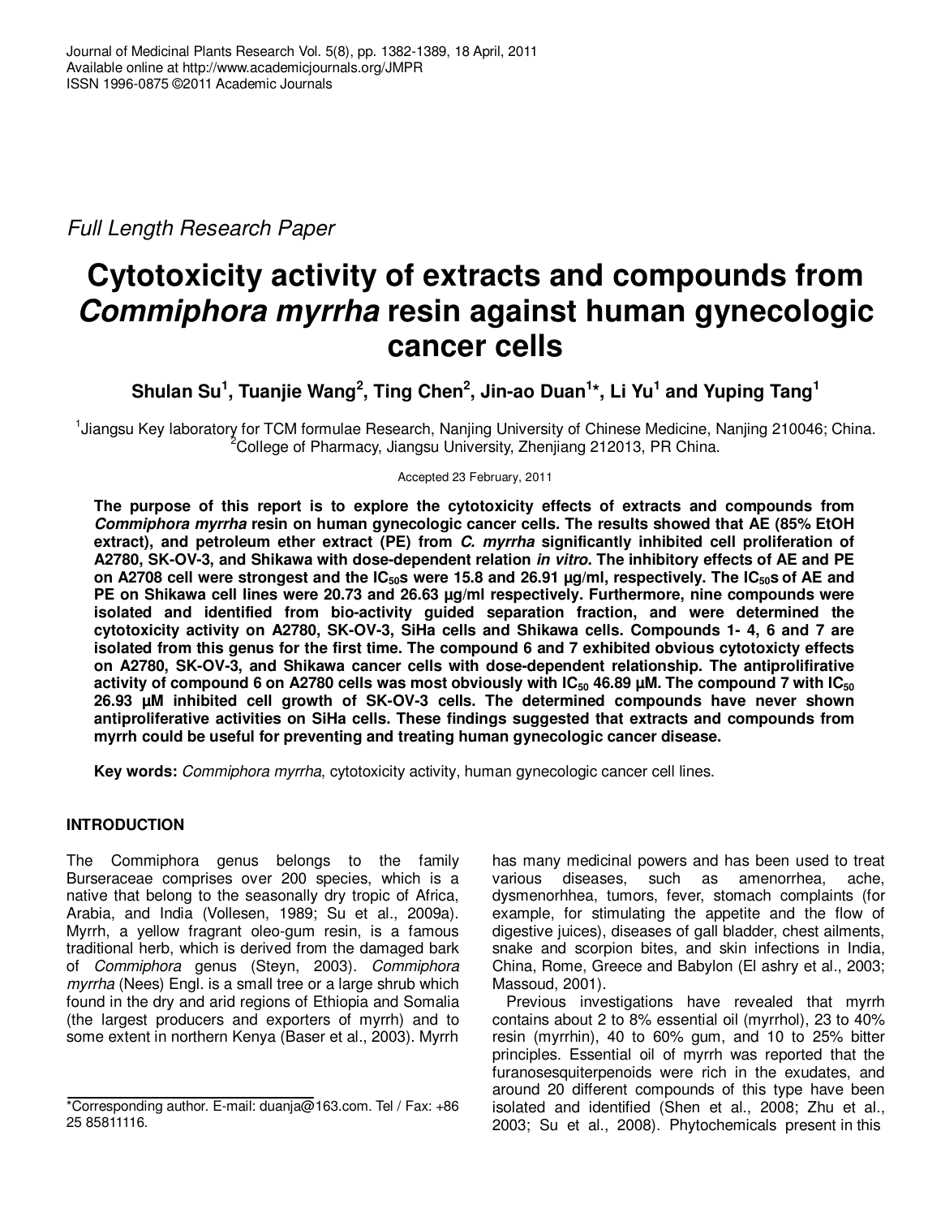Full Length Research Paper

# Cytotoxicity activity of extracts and compounds from *Commiphora myrrha* resin against human gynecologic cancer cells

**Shulan Su[1], Tuanjie Wang[2], Ting Chen[2], Jin-ao Duan[1]*, Li Yu[1] and Yuping Tang[1]**

[1]Jiangsu Key laboratory for TCM formulae Research, Nanjing University of Chinese Medicine, Nanjing 210046; China.
[2]College of Pharmacy, Jiangsu University, Zhenjiang 212013, PR China.

Accepted 23 February, 2011

**The purpose of this report is to explore the cytotoxicity effects of extracts and compounds from *Commiphora myrrha* resin on human gynecologic cancer cells. The results showed that AE (85% EtOH extract), and petroleum ether extract (PE) from *C. myrrha* significantly inhibited cell proliferation of A2780, SK-OV-3, and Shikawa with dose-dependent relation *in vitro*. The inhibitory effects of AE and PE on A2708 cell were strongest and the $IC_{50}$s were 15.8 and 26.91 µg/ml, respectively. The $IC_{50}$s of AE and PE on Shikawa cell lines were 20.73 and 26.63 µg/ml respectively. Furthermore, nine compounds were isolated and identified from bio-activity guided separation fraction, and were determined the cytotoxicity activity on A2780, SK-OV-3, SiHa cells and Shikawa cells. Compounds 1- 4, 6 and 7 are isolated from this genus for the first time. The compound 6 and 7 exhibited obvious cytotoxicty effects on A2780, SK-OV-3, and Shikawa cancer cells with dose-dependent relationship. The antiprolifirative activity of compound 6 on A2780 cells was most obviously with $IC_{50}$ 46.89 µM. The compound 7 with $IC_{50}$ 26.93 µM inhibited cell growth of SK-OV-3 cells. The determined compounds have never shown antiproliferative activities on SiHa cells. These findings suggested that extracts and compounds from myrrh could be useful for preventing and treating human gynecologic cancer disease.**

**Key words:** *Commiphora myrrha*, cytotoxicity activity, human gynecologic cancer cell lines.

## INTRODUCTION

The Commiphora genus belongs to the family Burseraceae comprises over 200 species, which is a native that belong to the seasonally dry tropic of Africa, Arabia, and India (Vollesen, 1989; Su et al., 2009a). Myrrh, a yellow fragrant oleo-gum resin, is a famous traditional herb, which is derived from the damaged bark of *Commiphora* genus (Steyn, 2003). *Commiphora myrrha* (Nees) Engl. is a small tree or a large shrub which found in the dry and arid regions of Ethiopia and Somalia (the largest producers and exporters of myrrh) and to some extent in northern Kenya (Baser et al., 2003). Myrrh has many medicinal powers and has been used to treat various diseases, such as amenorrhea, ache, dysmenorhhea, tumors, fever, stomach complaints (for example, for stimulating the appetite and the flow of digestive juices), diseases of gall bladder, chest ailments, snake and scorpion bites, and skin infections in India, China, Rome, Greece and Babylon (El ashry et al., 2003; Massoud, 2001).

Previous investigations have revealed that myrrh contains about 2 to 8% essential oil (myrrhol), 23 to 40% resin (myrrhin), 40 to 60% gum, and 10 to 25% bitter principles. Essential oil of myrrh was reported that the furanosesquiterpenoids were rich in the exudates, and around 20 different compounds of this type have been isolated and identified (Shen et al., 2008; Zhu et al., 2003; Su et al., 2008). Phytochemicals present in this

*Corresponding author. E-mail: duanja@163.com. Tel / Fax: +86 25 85811116.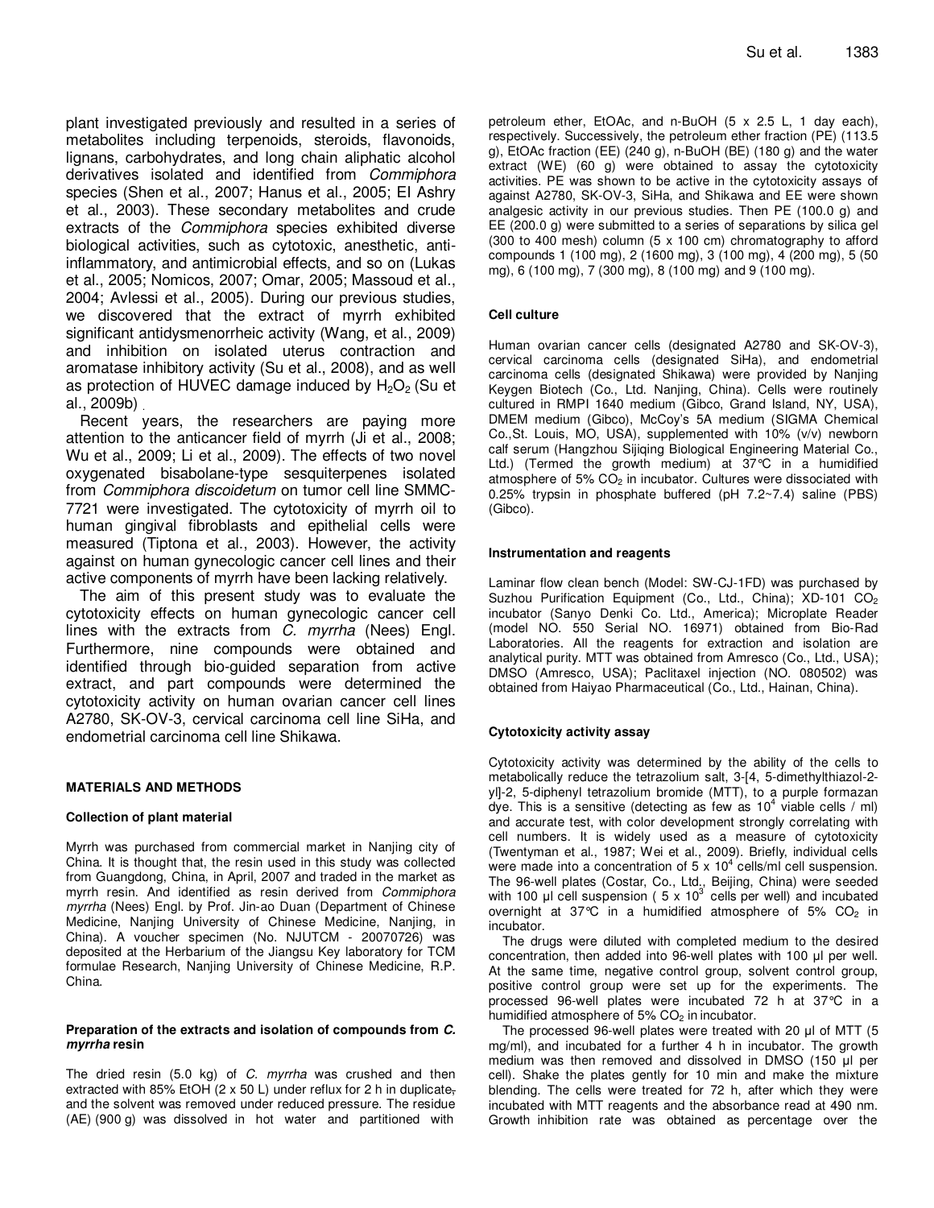plant investigated previously and resulted in a series of metabolites including terpenoids, steroids, flavonoids, lignans, carbohydrates, and long chain aliphatic alcohol derivatives isolated and identified from *Commiphora* species (Shen et al., 2007; Hanus et al., 2005; El Ashry et al., 2003). These secondary metabolites and crude extracts of the *Commiphora* species exhibited diverse biological activities, such as cytotoxic, anesthetic, anti-inflammatory, and antimicrobial effects, and so on (Lukas et al., 2005; Nomicos, 2007; Omar, 2005; Massoud et al., 2004; Avlessi et al., 2005). During our previous studies, we discovered that the extract of myrrh exhibited significant antidysmenorrheic activity (Wang, et al., 2009) and inhibition on isolated uterus contraction and aromatase inhibitory activity (Su et al., 2008), and as well as protection of HUVEC damage induced by $H_2O_2$ (Su et al., 2009b) .

Recent years, the researchers are paying more attention to the anticancer field of myrrh (Ji et al., 2008; Wu et al., 2009; Li et al., 2009). The effects of two novel oxygenated bisabolane-type sesquiterpenes isolated from *Commiphora discoidetum* on tumor cell line SMMC-7721 were investigated. The cytotoxicity of myrrh oil to human gingival fibroblasts and epithelial cells were measured (Tiptona et al., 2003). However, the activity against on human gynecologic cancer cell lines and their active components of myrrh have been lacking relatively.

The aim of this present study was to evaluate the cytotoxicity effects on human gynecologic cancer cell lines with the extracts from *C. myrrha* (Nees) Engl. Furthermore, nine compounds were obtained and identified through bio-guided separation from active extract, and part compounds were determined the cytotoxicity activity on human ovarian cancer cell lines A2780, SK-OV-3, cervical carcinoma cell line SiHa, and endometrial carcinoma cell line Shikawa.

## MATERIALS AND METHODS

### Collection of plant material

Myrrh was purchased from commercial market in Nanjing city of China. It is thought that, the resin used in this study was collected from Guangdong, China, in April, 2007 and traded in the market as myrrh resin. And identified as resin derived from *Commiphora myrrha* (Nees) Engl. by Prof. Jin-ao Duan (Department of Chinese Medicine, Nanjing University of Chinese Medicine, Nanjing, in China). A voucher specimen (No. NJUTCM - 20070726) was deposited at the Herbarium of the Jiangsu Key laboratory for TCM formulae Research, Nanjing University of Chinese Medicine, R.P. China.

### Preparation of the extracts and isolation of compounds from *C. myrrha* resin

The dried resin (5.0 kg) of *C. myrrha* was crushed and then extracted with 85% EtOH (2 x 50 L) under reflux for 2 h in duplicate, and the solvent was removed under reduced pressure. The residue (AE) (900 g) was dissolved in hot water and partitioned with petroleum ether, EtOAc, and n-BuOH (5 x 2.5 L, 1 day each), respectively. Successively, the petroleum ether fraction (PE) (113.5 g), EtOAc fraction (EE) (240 g), n-BuOH (BE) (180 g) and the water extract (WE) (60 g) were obtained to assay the cytotoxicity activities. PE was shown to be active in the cytotoxicity assays of against A2780, SK-OV-3, SiHa, and Shikawa and EE were shown analgesic activity in our previous studies. Then PE (100.0 g) and EE (200.0 g) were submitted to a series of separations by silica gel (300 to 400 mesh) column (5 x 100 cm) chromatography to afford compounds 1 (100 mg), 2 (1600 mg), 3 (100 mg), 4 (200 mg), 5 (50 mg), 6 (100 mg), 7 (300 mg), 8 (100 mg) and 9 (100 mg).

### Cell culture

Human ovarian cancer cells (designated A2780 and SK-OV-3), cervical carcinoma cells (designated SiHa), and endometrial carcinoma cells (designated Shikawa) were provided by Nanjing Keygen Biotech (Co., Ltd. Nanjing, China). Cells were routinely cultured in RMPI 1640 medium (Gibco, Grand Island, NY, USA), DMEM medium (Gibco), McCoy's 5A medium (SIGMA Chemical Co.,St. Louis, MO, USA), supplemented with 10% (v/v) newborn calf serum (Hangzhou Sijiqing Biological Engineering Material Co., Ltd.) (Termed the growth medium) at 37°C in a humidified atmosphere of 5% $CO_2$ in incubator. Cultures were dissociated with 0.25% trypsin in phosphate buffered (pH 7.2~7.4) saline (PBS) (Gibco).

### Instrumentation and reagents

Laminar flow clean bench (Model: SW-CJ-1FD) was purchased by Suzhou Purification Equipment (Co., Ltd., China); XD-101 $CO_2$ incubator (Sanyo Denki Co. Ltd., America); Microplate Reader (model NO. 550 Serial NO. 16971) obtained from Bio-Rad Laboratories. All the reagents for extraction and isolation are analytical purity. MTT was obtained from Amresco (Co., Ltd., USA); DMSO (Amresco, USA); Paclitaxel injection (NO. 080502) was obtained from Haiyao Pharmaceutical (Co., Ltd., Hainan, China).

### Cytotoxicity activity assay

Cytotoxicity activity was determined by the ability of the cells to metabolically reduce the tetrazolium salt, 3-[4, 5-dimethylthiazol-2-yl]-2, 5-diphenyl tetrazolium bromide (MTT), to a purple formazan dye. This is a sensitive (detecting as few as $10^4$ viable cells / ml) and accurate test, with color development strongly correlating with cell numbers. It is widely used as a measure of cytotoxicity (Twentyman et al., 1987; Wei et al., 2009). Briefly, individual cells were made into a concentration of $5 \times 10^4$ cells/ml cell suspension. The 96-well plates (Costar, Co., Ltd., Beijing, China) were seeded with 100 µl cell suspension ( $5 \times 10^3$ cells per well) and incubated overnight at 37°C in a humidified atmosphere of 5% $CO_2$ in incubator.

The drugs were diluted with completed medium to the desired concentration, then added into 96-well plates with 100 µl per well. At the same time, negative control group, solvent control group, positive control group were set up for the experiments. The processed 96-well plates were incubated 72 h at 37°C in a humidified atmosphere of 5% $CO_2$ in incubator.

The processed 96-well plates were treated with 20 µl of MTT (5 mg/ml), and incubated for a further 4 h in incubator. The growth medium was then removed and dissolved in DMSO (150 µl per cell). Shake the plates gently for 10 min and make the mixture blending. The cells were treated for 72 h, after which they were incubated with MTT reagents and the absorbance read at 490 nm. Growth inhibition rate was obtained as percentage over the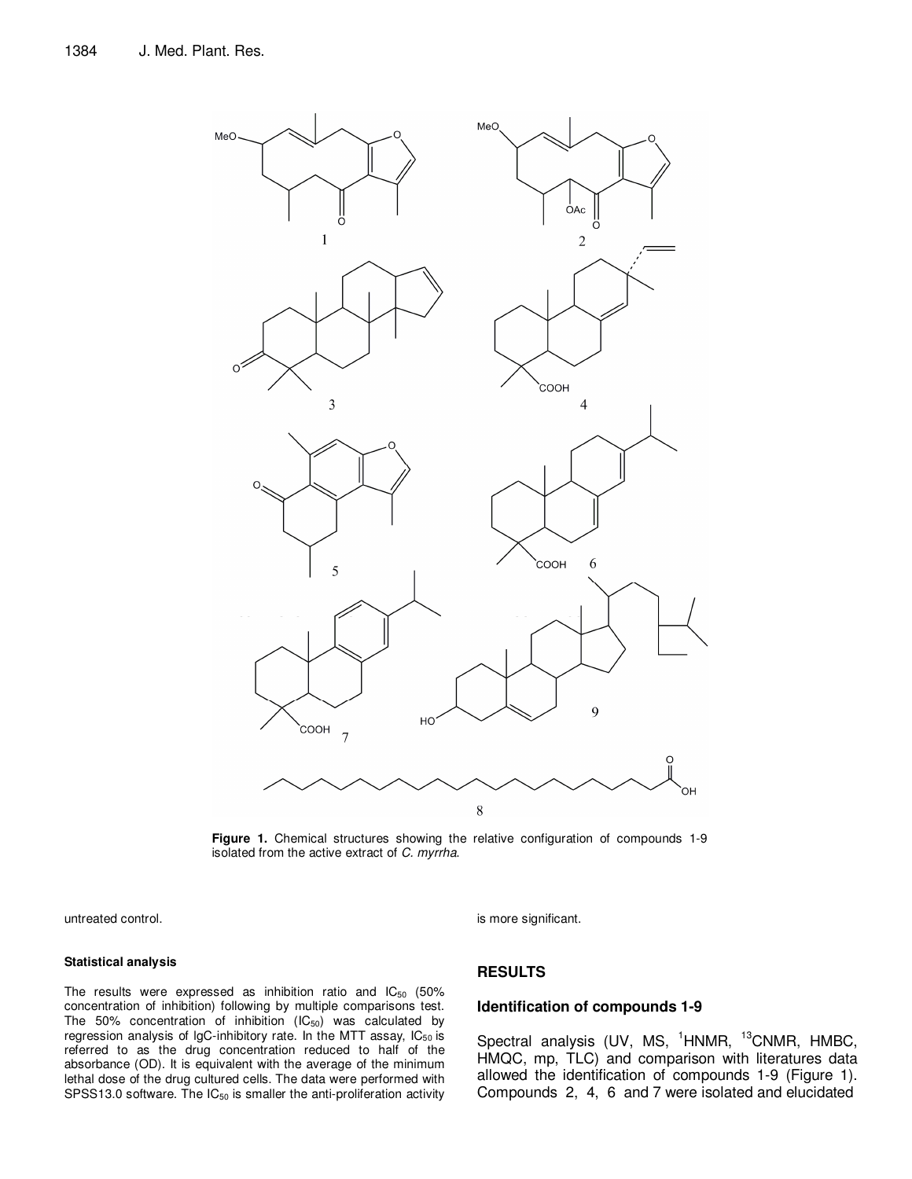Figure 1. Chemical structures showing the relative configuration of compounds 1-9 isolated from the active extract of *C. myrrha*.

untreated control.

#### Statistical analysis

The results were expressed as inhibition ratio and $IC_{50}$ (50% concentration of inhibition) following by multiple comparisons test. The 50% concentration of inhibition ($IC_{50}$) was calculated by regression analysis of lgC-inhibitory rate. In the MTT assay, $IC_{50}$ is referred to as the drug concentration reduced to half of the absorbance (OD). It is equivalent with the average of the minimum lethal dose of the drug cultured cells. The data were performed with SPSS13.0 software. The $IC_{50}$ is smaller the anti-proliferation activity is more significant.

## RESULTS

### Identification of compounds 1-9

Spectral analysis (UV, MS, $^{1}$HNMR, $^{13}$CNMR, HMBC, HMQC, mp, TLC) and comparison with literatures data allowed the identification of compounds 1-9 (Figure 1). Compounds 2, 4, 6 and 7 were isolated and elucidated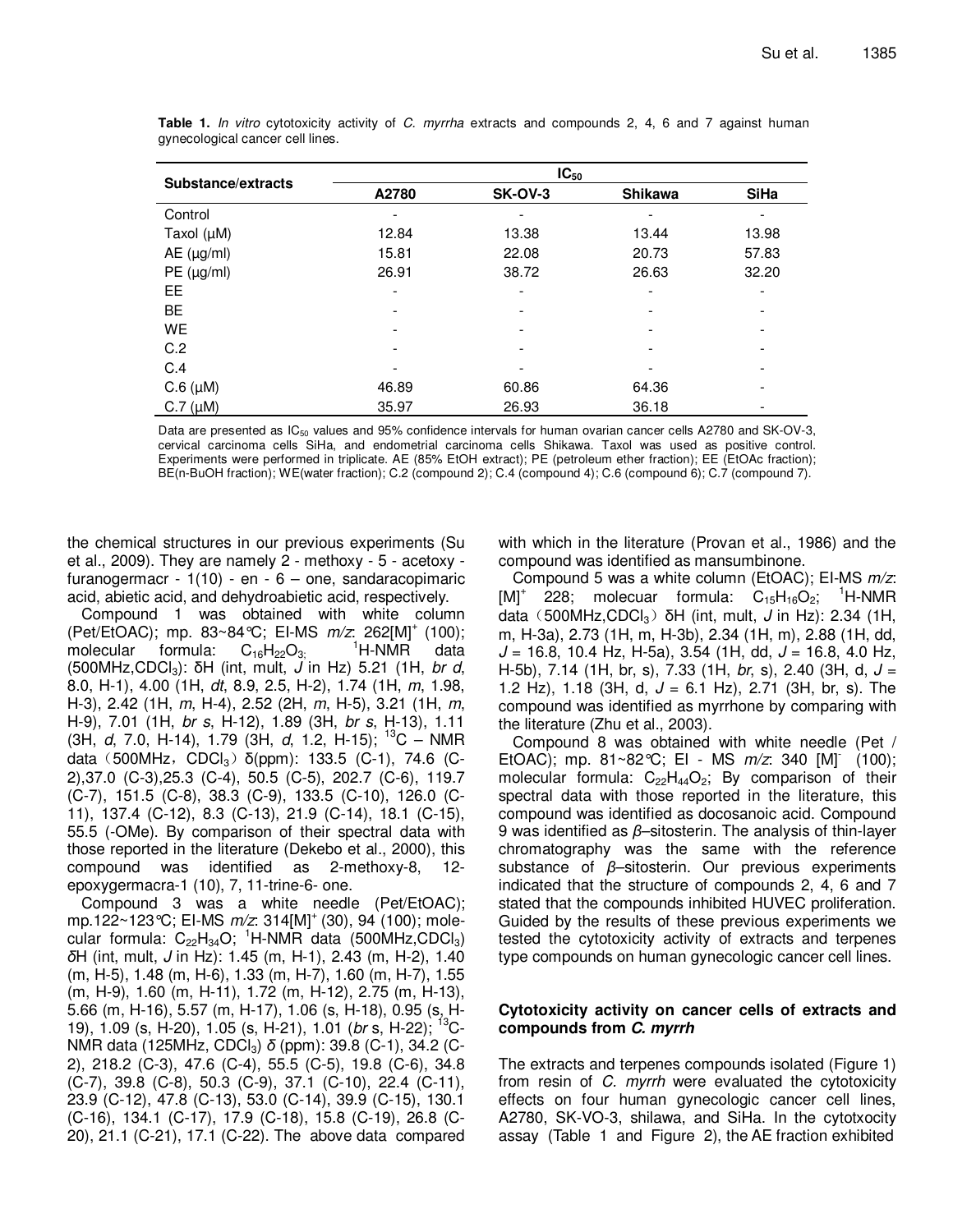**Table 1.** *In vitro* cytotoxicity activity of *C. myrrha* extracts and compounds 2, 4, 6 and 7 against human gynecological cancer cell lines.

| Substance/extracts | $IC_{50}$ | | | |
|---|---|---|---|---|
| | A2780 | SK-OV-3 | Shikawa | SiHa |
| Control | - | - | - | - |
| Taxol (μM) | 12.84 | 13.38 | 13.44 | 13.98 |
| AE (μg/ml) | 15.81 | 22.08 | 20.73 | 57.83 |
| PE (μg/ml) | 26.91 | 38.72 | 26.63 | 32.20 |
| EE | - | - | - | - |
| BE | - | - | - | - |
| WE | - | - | - | - |
| C.2 | - | - | - | - |
| C.4 | - | - | - | - |
| C.6 (μM) | 46.89 | 60.86 | 64.36 | - |
| C.7 (μM) | 35.97 | 26.93 | 36.18 | - |

Data are presented as $IC_{50}$ values and 95% confidence intervals for human ovarian cancer cells A2780 and SK-OV-3, cervical carcinoma cells SiHa, and endometrial carcinoma cells Shikawa. Taxol was used as positive control. Experiments were performed in triplicate. AE (85% EtOH extract); PE (petroleum ether fraction); EE (EtOAc fraction); BE(n-BuOH fraction); WE(water fraction); C.2 (compound 2); C.4 (compound 4); C.6 (compound 6); C.7 (compound 7).

the chemical structures in our previous experiments (Su et al., 2009). They are namely 2 - methoxy - 5 - acetoxy - furanogermacr - 1(10) - en - 6 – one, sandaracopimaric acid, abietic acid, and dehydroabietic acid, respectively.

Compound 1 was obtained with white column (Pet/EtOAC); mp. 83~84℃; EI-MS *m/z*: 262[M]$^+$ (100); molecular formula: $C_{16}H_{22}O_3$; $^1$H-NMR data (500MHz,$CDCl_3$): δH (int, mult, *J* in Hz) 5.21 (1H, *br d*, 8.0, H-1), 4.00 (1H, *dt*, 8.9, 2.5, H-2), 1.74 (1H, *m*, 1.98, H-3), 2.42 (1H, *m*, H-4), 2.52 (2H, *m*, H-5), 3.21 (1H, *m*, H-9), 7.01 (1H, *br s*, H-12), 1.89 (3H, *br s*, H-13), 1.11 (3H, *d*, 7.0, H-14), 1.79 (3H, *d*, 1.2, H-15); $^{13}$C – NMR data（500MHz，$CDCl_3$）δ(ppm): 133.5 (C-1), 74.6 (C-2),37.0 (C-3),25.3 (C-4), 50.5 (C-5), 202.7 (C-6), 119.7 (C-7), 151.5 (C-8), 38.3 (C-9), 133.5 (C-10), 126.0 (C-11), 137.4 (C-12), 8.3 (C-13), 21.9 (C-14), 18.1 (C-15), 55.5 (-OMe). By comparison of their spectral data with those reported in the literature (Dekebo et al., 2000), this compound was identified as 2-methoxy-8, 12-epoxygermacra-1 (10), 7, 11-trine-6- one.

Compound 3 was a white needle (Pet/EtOAC); mp.122~123℃; EI-MS *m/z*: 314[M]$^+$ (30), 94 (100); molecular formula: $C_{22}H_{34}O$; $^1$H-NMR data (500MHz,$CDCl_3$) *δ*H (int, mult, *J* in Hz): 1.45 (m, H-1), 2.43 (m, H-2), 1.40 (m, H-5), 1.48 (m, H-6), 1.33 (m, H-7), 1.60 (m, H-7), 1.55 (m, H-9), 1.60 (m, H-11), 1.72 (m, H-12), 2.75 (m, H-13), 5.66 (m, H-16), 5.57 (m, H-17), 1.06 (s, H-18), 0.95 (s, H-19), 1.09 (s, H-20), 1.05 (s, H-21), 1.01 (*br* s, H-22); $^{13}$C-NMR data (125MHz, $CDCl_3$) *δ* (ppm): 39.8 (C-1), 34.2 (C-2), 218.2 (C-3), 47.6 (C-4), 55.5 (C-5), 19.8 (C-6), 34.8 (C-7), 39.8 (C-8), 50.3 (C-9), 37.1 (C-10), 22.4 (C-11), 23.9 (C-12), 47.8 (C-13), 53.0 (C-14), 39.9 (C-15), 130.1 (C-16), 134.1 (C-17), 17.9 (C-18), 15.8 (C-19), 26.8 (C-20), 21.1 (C-21), 17.1 (C-22). The above data compared with which in the literature (Provan et al., 1986) and the compound was identified as mansumbinone.

Compound 5 was a white column (EtOAC); EI-MS *m/z*: [M]$^+$ 228; molecuar formula: $C_{15}H_{16}O_2$; $^1$H-NMR data（500MHz,$CDCl_3$）δH (int, mult, *J* in Hz): 2.34 (1H, m, H-3a), 2.73 (1H, m, H-3b), 2.34 (1H, m), 2.88 (1H, dd, *J* = 16.8, 10.4 Hz, H-5a), 3.54 (1H, dd, *J* = 16.8, 4.0 Hz, H-5b), 7.14 (1H, br, s), 7.33 (1H, *br*, s), 2.40 (3H, d, *J* = 1.2 Hz), 1.18 (3H, d, *J* = 6.1 Hz), 2.71 (3H, br, s). The compound was identified as myrrhone by comparing with the literature (Zhu et al., 2003).

Compound 8 was obtained with white needle (Pet / EtOAC); mp. 81~82℃; EI - MS *m/z*: 340 [M]$^-$ (100); molecular formula: $C_{22}H_{44}O_2$; By comparison of their spectral data with those reported in the literature, this compound was identified as docosanoic acid. Compound 9 was identified as *β*–sitosterin. The analysis of thin-layer chromatography was the same with the reference substance of *β*–sitosterin. Our previous experiments indicated that the structure of compounds 2, 4, 6 and 7 stated that the compounds inhibited HUVEC proliferation. Guided by the results of these previous experiments we tested the cytotoxicity activity of extracts and terpenes type compounds on human gynecologic cancer cell lines.

## Cytotoxicity activity on cancer cells of extracts and compounds from *C. myrrh*

The extracts and terpenes compounds isolated (Figure 1) from resin of *C. myrrh* were evaluated the cytotoxicity effects on four human gynecologic cancer cell lines, A2780, SK-VO-3, shilawa, and SiHa. In the cytotxocity assay (Table 1 and Figure 2), the AE fraction exhibited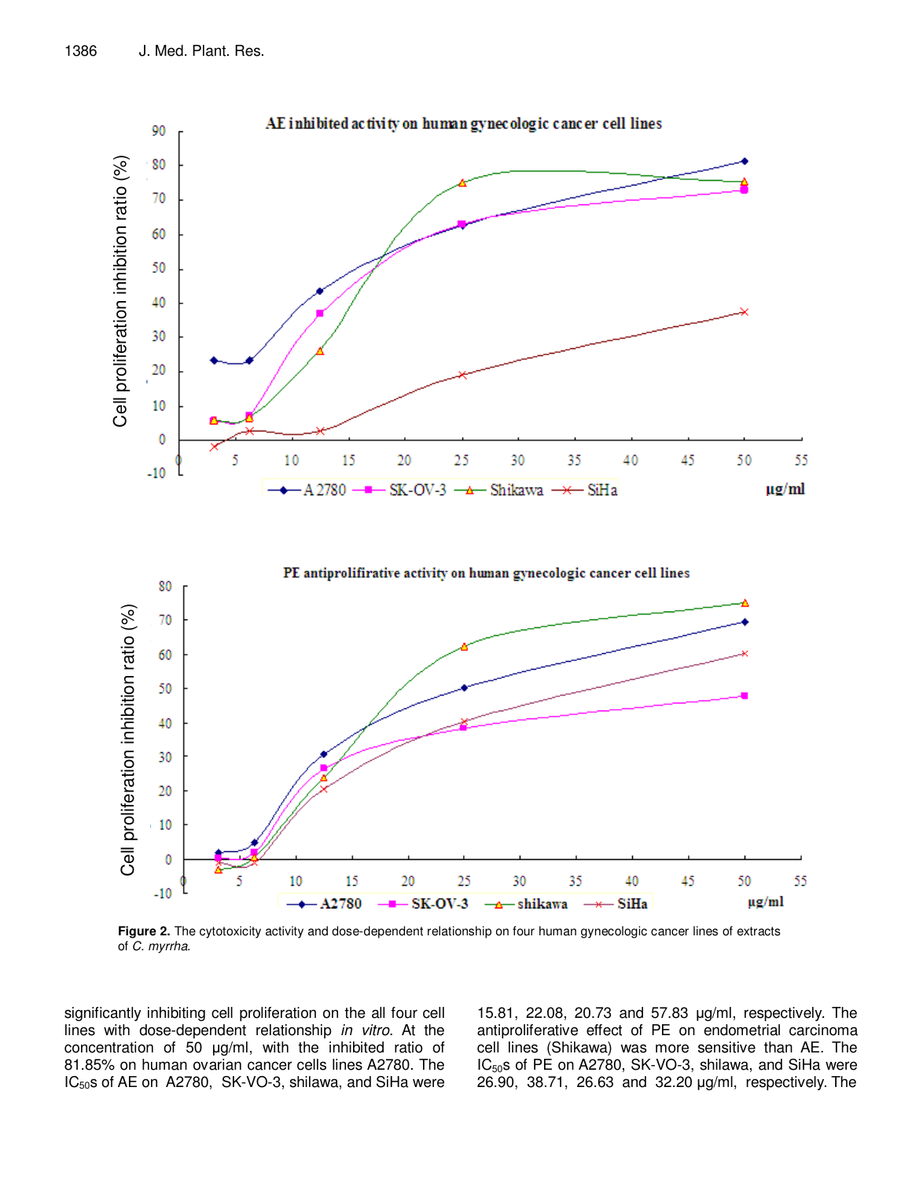**Figure 2.** The cytotoxicity activity and dose-dependent relationship on four human gynecologic cancer lines of extracts of *C. myrrha*.

significantly inhibiting cell proliferation on the all four cell lines with dose-dependent relationship *in vitro*. At the concentration of 50 μg/ml, with the inhibited ratio of 81.85% on human ovarian cancer cells lines A2780. The $IC_{50}$s of AE on A2780, SK-VO-3, shilawa, and SiHa were 15.81, 22.08, 20.73 and 57.83 μg/ml, respectively. The antiproliferative effect of PE on endometrial carcinoma cell lines (Shikawa) was more sensitive than AE. The $IC_{50}$s of PE on A2780, SK-VO-3, shilawa, and SiHa were 26.90, 38.71, 26.63 and 32.20 μg/ml, respectively. The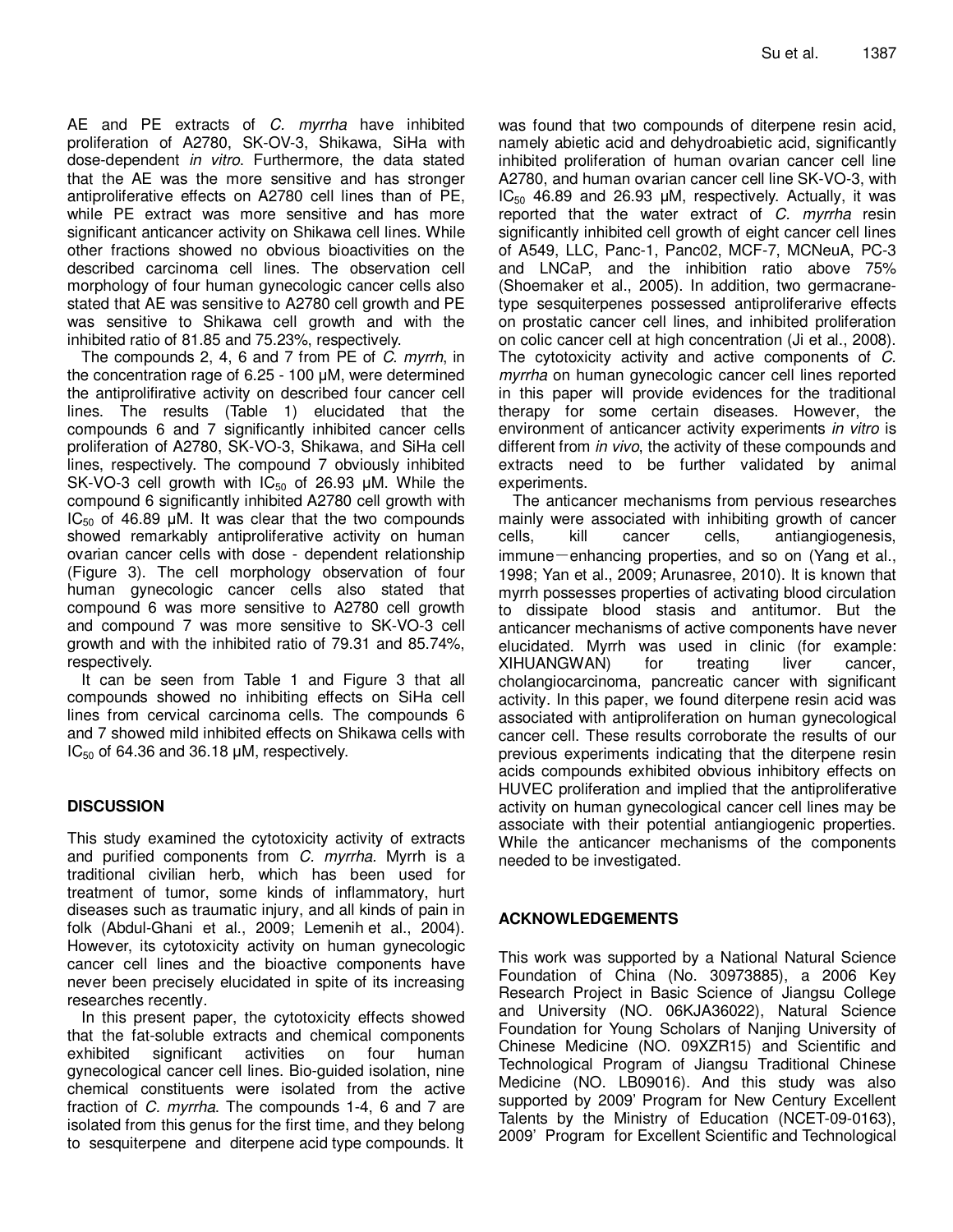AE and PE extracts of *C. myrrha* have inhibited proliferation of A2780, SK-OV-3, Shikawa, SiHa with dose-dependent *in vitro*. Furthermore, the data stated that the AE was the more sensitive and has stronger antiproliferative effects on A2780 cell lines than of PE, while PE extract was more sensitive and has more significant anticancer activity on Shikawa cell lines. While other fractions showed no obvious bioactivities on the described carcinoma cell lines. The observation cell morphology of four human gynecologic cancer cells also stated that AE was sensitive to A2780 cell growth and PE was sensitive to Shikawa cell growth and with the inhibited ratio of 81.85 and 75.23%, respectively.

The compounds 2, 4, 6 and 7 from PE of *C. myrrh*, in the concentration rage of 6.25 - 100 μM, were determined the antiprolifirative activity on described four cancer cell lines. The results (Table 1) elucidated that the compounds 6 and 7 significantly inhibited cancer cells proliferation of A2780, SK-VO-3, Shikawa, and SiHa cell lines, respectively. The compound 7 obviously inhibited SK-VO-3 cell growth with $IC_{50}$ of 26.93 μM. While the compound 6 significantly inhibited A2780 cell growth with $IC_{50}$ of 46.89 μM. It was clear that the two compounds showed remarkably antiproliferative activity on human ovarian cancer cells with dose - dependent relationship (Figure 3). The cell morphology observation of four human gynecologic cancer cells also stated that compound 6 was more sensitive to A2780 cell growth and compound 7 was more sensitive to SK-VO-3 cell growth and with the inhibited ratio of 79.31 and 85.74%, respectively.

It can be seen from Table 1 and Figure 3 that all compounds showed no inhibiting effects on SiHa cell lines from cervical carcinoma cells. The compounds 6 and 7 showed mild inhibited effects on Shikawa cells with $IC_{50}$ of 64.36 and 36.18 μM, respectively.

## DISCUSSION

This study examined the cytotoxicity activity of extracts and purified components from *C. myrrha.* Myrrh is a traditional civilian herb, which has been used for treatment of tumor, some kinds of inflammatory, hurt diseases such as traumatic injury, and all kinds of pain in folk (Abdul-Ghani et al., 2009; Lemenih et al., 2004). However, its cytotoxicity activity on human gynecologic cancer cell lines and the bioactive components have never been precisely elucidated in spite of its increasing researches recently.

In this present paper, the cytotoxicity effects showed that the fat-soluble extracts and chemical components exhibited significant activities on four human gynecological cancer cell lines. Bio-guided isolation, nine chemical constituents were isolated from the active fraction of *C. myrrha*. The compounds 1-4, 6 and 7 are isolated from this genus for the first time, and they belong to sesquiterpene and diterpene acid type compounds. It was found that two compounds of diterpene resin acid, namely abietic acid and dehydroabietic acid, significantly inhibited proliferation of human ovarian cancer cell line A2780, and human ovarian cancer cell line SK-VO-3, with $IC_{50}$ 46.89 and 26.93 μM, respectively. Actually, it was reported that the water extract of *C. myrrha* resin significantly inhibited cell growth of eight cancer cell lines of A549, LLC, Panc-1, Panc02, MCF-7, MCNeuA, PC-3 and LNCaP, and the inhibition ratio above 75% (Shoemaker et al., 2005). In addition, two germacrane-type sesquiterpenes possessed antiproliferarive effects on prostatic cancer cell lines, and inhibited proliferation on colic cancer cell at high concentration (Ji et al., 2008). The cytotoxicity activity and active components of *C. myrrha* on human gynecologic cancer cell lines reported in this paper will provide evidences for the traditional therapy for some certain diseases. However, the environment of anticancer activity experiments *in vitro* is different from *in vivo*, the activity of these compounds and extracts need to be further validated by animal experiments.

The anticancer mechanisms from pervious researches mainly were associated with inhibiting growth of cancer cells, kill cancer cells, antiangiogenesis, immune－enhancing properties, and so on (Yang et al., 1998; Yan et al., 2009; Arunasree, 2010). It is known that myrrh possesses properties of activating blood circulation to dissipate blood stasis and antitumor. But the anticancer mechanisms of active components have never elucidated. Myrrh was used in clinic (for example: XIHUANGWAN) for treating liver cancer, cholangiocarcinoma, pancreatic cancer with significant activity. In this paper, we found diterpene resin acid was associated with antiproliferation on human gynecological cancer cell. These results corroborate the results of our previous experiments indicating that the diterpene resin acids compounds exhibited obvious inhibitory effects on HUVEC proliferation and implied that the antiproliferative activity on human gynecological cancer cell lines may be associate with their potential antiangiogenic properties. While the anticancer mechanisms of the components needed to be investigated.

## ACKNOWLEDGEMENTS

This work was supported by a National Natural Science Foundation of China (No. 30973885), a 2006 Key Research Project in Basic Science of Jiangsu College and University (NO. 06KJA36022), Natural Science Foundation for Young Scholars of Nanjing University of Chinese Medicine (NO. 09XZR15) and Scientific and Technological Program of Jiangsu Traditional Chinese Medicine (NO. LB09016). And this study was also supported by 2009' Program for New Century Excellent Talents by the Ministry of Education (NCET-09-0163), 2009' Program for Excellent Scientific and Technological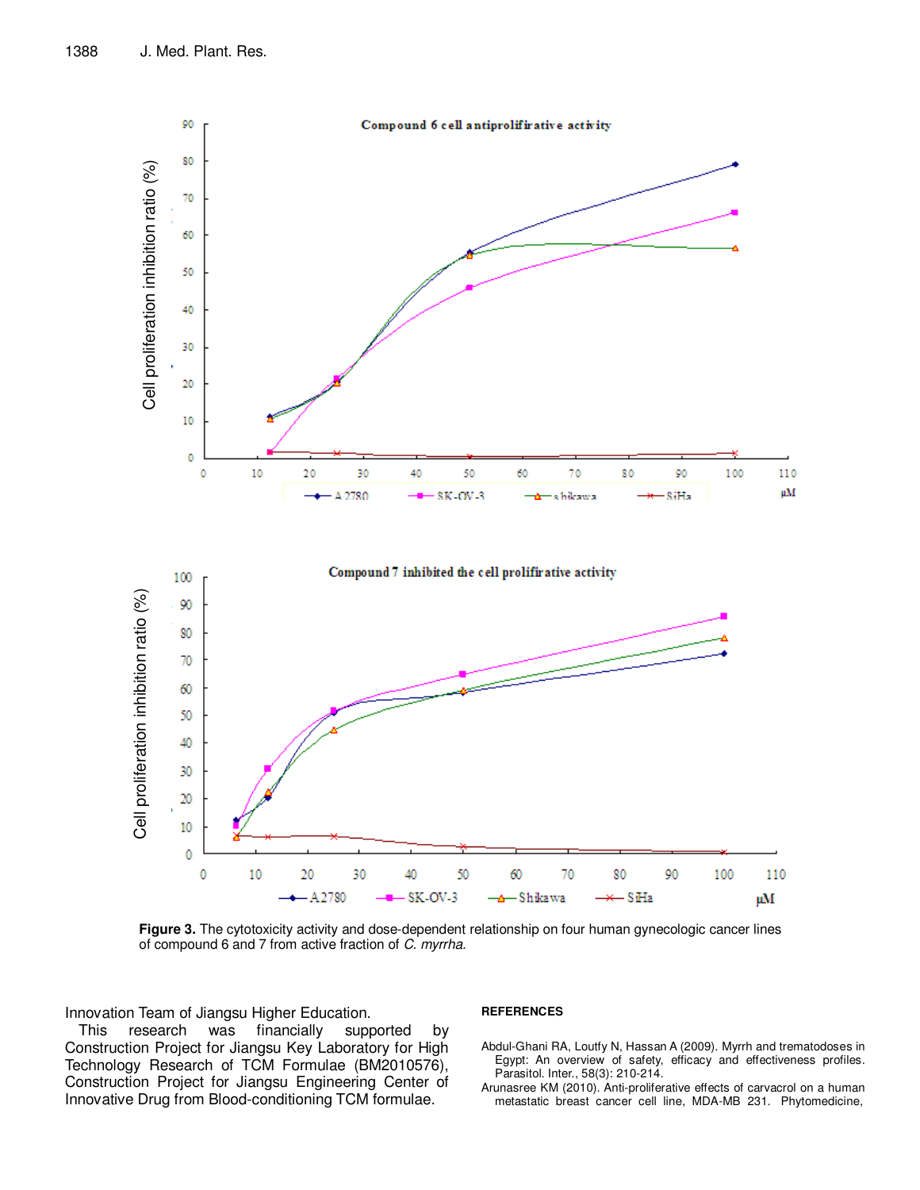**Figure 3.** The cytotoxicity activity and dose-dependent relationship on four human gynecologic cancer lines of compound 6 and 7 from active fraction of *C. myrrha*.

Innovation Team of Jiangsu Higher Education.

This research was financially supported by Construction Project for Jiangsu Key Laboratory for High Technology Research of TCM Formulae (BM2010576), Construction Project for Jiangsu Engineering Center of Innovative Drug from Blood-conditioning TCM formulae.

## REFERENCES

Abdul-Ghani RA, Loutfy N, Hassan A (2009). Myrrh and trematodoses in Egypt: An overview of safety, efficacy and effectiveness profiles. Parasitol. Inter., 58(3): 210-214.

Arunasree KM (2010). Anti-proliferative effects of carvacrol on a human metastatic breast cancer cell line, MDA-MB 231. Phytomedicine,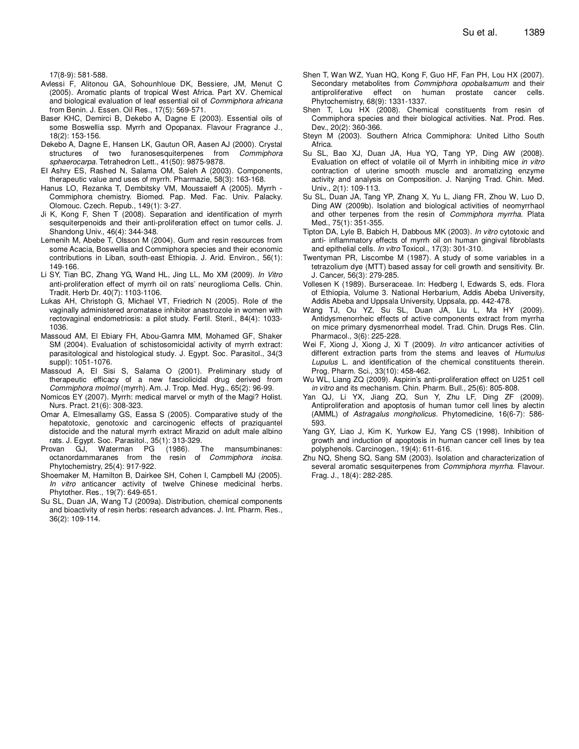17(8-9): 581-588.

Avlessi F, Alitonou GA, Sohounhloue DK, Bessiere, JM, Menut C (2005). Aromatic plants of tropical West Africa. Part XV. Chemical and biological evaluation of leaf essential oil of *Commiphora africana* from Benin. J. Essen. Oil Res., 17(5): 569-571.

Baser KHC, Demirci B, Dekebo A, Dagne E (2003). Essential oils of some Boswellia ssp. Myrrh and Opopanax. Flavour Fragrance J., 18(2): 153-156.

Dekebo A, Dagne E, Hansen LK, Gautun OR, Aasen AJ (2000). Crystal structures of two furanosesquiterpenes from *Commiphora sphaerocarpa*. Tetrahedron Lett., 41(50): 9875-9878.

El Ashry ES, Rashed N, Salama OM, Saleh A (2003). Components, therapeutic value and uses of myrrh. Pharmazie, 58(3): 163-168.

Hanus LO, Rezanka T, Dembitsky VM, Moussaieff A (2005). Myrrh - Commiphora chemistry. Biomed. Pap. Med. Fac. Univ. Palacky. Olomouc. Czech. Repub., 149(1): 3-27.

Ji K, Kong F, Shen T (2008). Separation and identification of myrrh sesquiterpenoids and their anti-proliferation effect on tumor cells. J. Shandong Univ., 46(4): 344-348.

Lemenih M, Abebe T, Olsson M (2004). Gum and resin resources from some Acacia, Boswellia and Commiphora species and their economic contributions in Liban, south-east Ethiopia. J. Arid. Environ., 56(1): 149-166.

Li SY, Tian BC, Zhang YG, Wand HL, Jing LL, Mo XM (2009). *In Vitro* anti-proliferation effect of myrrh oil on rats' neuroglioma Cells. Chin. Tradit. Herb Dr. 40(7): 1103-1106.

Lukas AH, Christoph G, Michael VT, Friedrich N (2005). Role of the vaginally administered aromatase inhibitor anastrozole in women with rectovaginal endometriosis: a pilot study. Fertil. Steril., 84(4): 1033-1036.

Massoud AM, El Ebiary FH, Abou-Gamra MM, Mohamed GF, Shaker SM (2004). Evaluation of schistosomicidal activity of myrrh extract: parasitological and histological study. J. Egypt. Soc. Parasitol., 34(3 suppl): 1051-1076.

Massoud A, El Sisi S, Salama O (2001). Preliminary study of therapeutic efficacy of a new fasciolicidal drug derived from *Commiphora molmol* (myrrh). Am. J. Trop. Med. Hyg., 65(2): 96-99.

Nomicos EY (2007). Myrrh: medical marvel or myth of the Magi? Holist. Nurs. Pract. 21(6): 308-323.

Omar A, Elmesallamy GS, Eassa S (2005). Comparative study of the hepatotoxic, genotoxic and carcinogenic effects of praziquantel distocide and the natural myrrh extract Mirazid on adult male albino rats. J. Egypt. Soc. Parasitol., 35(1): 313-329.

Provan GJ, Waterman PG (1986). The mansumbinanes: octanordammaranes from the resin of *Commiphora incisa*. Phytochemistry, 25(4): 917-922.

Shoemaker M, Hamilton B, Dairkee SH, Cohen I, Campbell MJ (2005). *In vitro* anticancer activity of twelve Chinese medicinal herbs. Phytother. Res., 19(7): 649-651.

Su SL, Duan JA, Wang TJ (2009a). Distribution, chemical components and bioactivity of resin herbs: research advances. J. Int. Pharm. Res., 36(2): 109-114.

Shen T, Wan WZ, Yuan HQ, Kong F, Guo HF, Fan PH, Lou HX (2007). Secondary metabolites from *Commiphora opobalsamum* and their antiproliferative effect on human prostate cancer cells. Phytochemistry, 68(9): 1331-1337.

Shen T, Lou HX (2008). Chemical constituents from resin of Commiphora species and their biological activities. Nat. Prod. Res. Dev., 20(2): 360-366.

Steyn M (2003). Southern Africa Commiphora: United Litho South Africa.

Su SL, Bao XJ, Duan JA, Hua YQ, Tang YP, Ding AW (2008). Evaluation on effect of volatile oil of Myrrh in inhibiting mice *in vitro* contraction of uterine smooth muscle and aromatizing enzyme activity and analysis on Composition. J. Nanjing Trad. Chin. Med. Univ., 2(1): 109-113.

Su SL, Duan JA, Tang YP, Zhang X, Yu L, Jiang FR, Zhou W, Luo D, Ding AW (2009b). Isolation and biological activities of neomyrrhaol and other terpenes from the resin of *Commiphora myrrha*. Plata Med., 75(1): 351-355.

Tipton DA, Lyle B, Babich H, Dabbous MK (2003). *In vitro* cytotoxic and anti- inflammatory effects of myrrh oil on human gingival fibroblasts and epithelial cells. *In vitro* Toxicol., 17(3): 301-310.

Twentyman PR, Liscombe M (1987). A study of some variables in a tetrazolium dye (MTT) based assay for cell growth and sensitivity. Br. J. Cancer, 56(3): 279-285.

Vollesen K (1989). Burseraceae. In: Hedberg I, Edwards S, eds. Flora of Ethiopia, Volume 3. National Herbarium, Addis Abeba University, Addis Abeba and Uppsala University, Uppsala, pp. 442-478.

Wang TJ, Ou YZ, Su SL, Duan JA, Liu L, Ma HY (2009). Antidysmenorrheic effects of active components extract from myrrha on mice primary dysmenorrheal model. Trad. Chin. Drugs Res. Clin. Pharmacol., 3(6): 225-228.

Wei F, Xiong J, Xiong J, Xi T (2009). *In vitro* anticancer activities of different extraction parts from the stems and leaves of *Humulus Lupulus* L. and identification of the chemical constituents therein. Prog. Pharm. Sci., 33(10): 458-462.

Wu WL, Liang ZQ (2009). Aspirin's anti-proliferation effect on U251 cell *in vitro* and its mechanism. Chin. Pharm. Bull., 25(6): 805-808.

Yan QJ, Li YX, Jiang ZQ, Sun Y, Zhu LF, Ding ZF (2009). Antiproliferation and apoptosis of human tumor cell lines by alectin (AMML) of *Astragalus mongholicus*. Phytomedicine, 16(6-7): 586-593.

Yang GY, Liao J, Kim K, Yurkow EJ, Yang CS (1998). Inhibition of growth and induction of apoptosis in human cancer cell lines by tea polyphenols. Carcinogen., 19(4): 611-616.

Zhu NQ, Sheng SQ, Sang SM (2003). Isolation and characterization of several aromatic sesquiterpenes from *Commiphora myrrha*. Flavour. Frag. J., 18(4): 282-285.